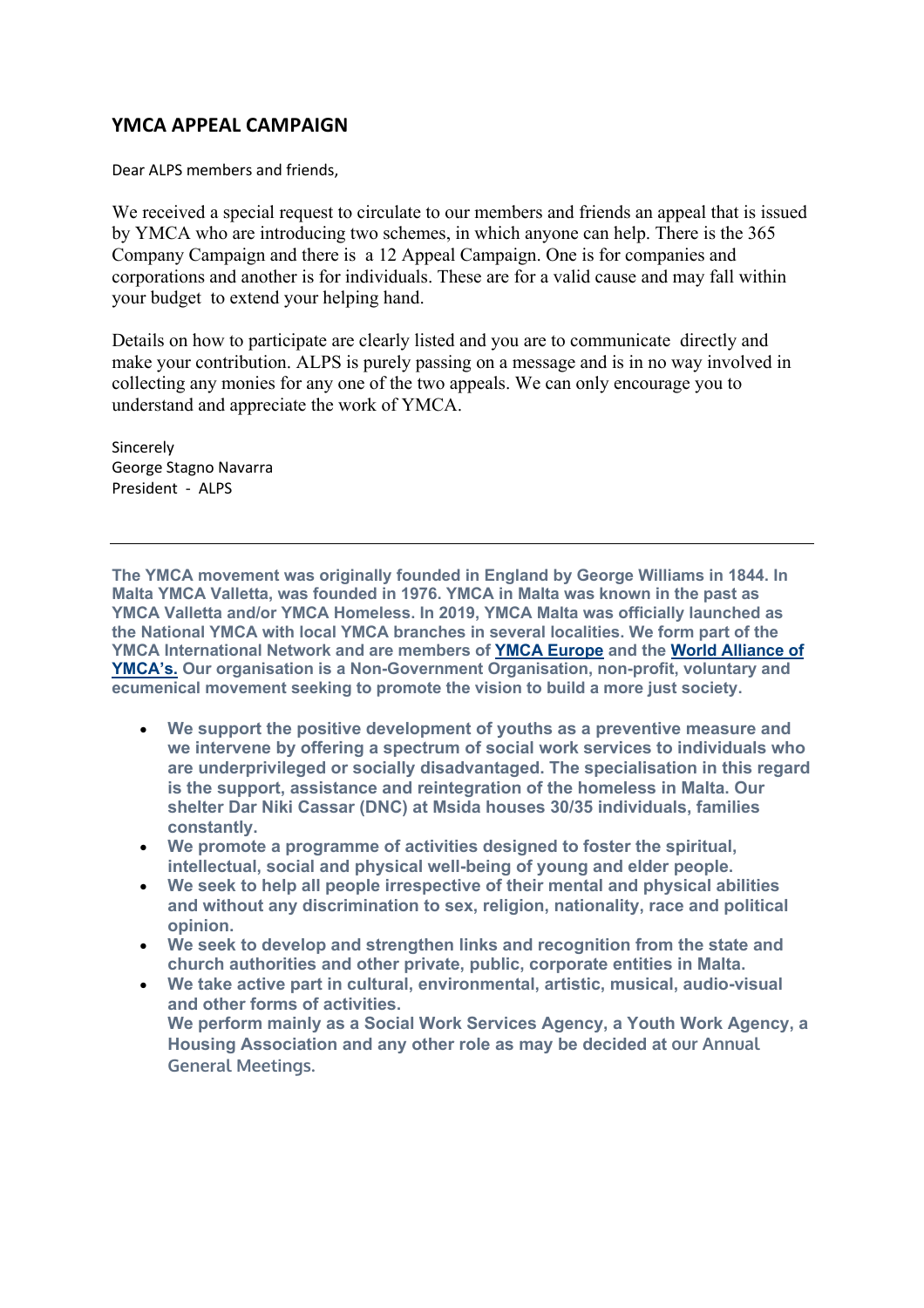## YMCA APPEAL CAMPAIGN

Dear ALPS members and friends,

We received a special request to circulate to our members and friends an appeal that is issued by YMCA who are introducing two schemes, in which anyone can help. There is the 365 Company Campaign and there is a 12 Appeal Campaign. One is for companies and corporations and another is for individuals. These are for a valid cause and may fall within your budget to extend your helping hand.

Details on how to participate are clearly listed and you are to communicate directly and make your contribution. ALPS is purely passing on a message and is in no way involved in collecting any monies for any one of the two appeals. We can only encourage you to understand and appreciate the work of YMCA.

Sincerely
George Stagno Navarra
President - ALPS

---

**The YMCA movement was originally founded in England by George Williams in 1844. In Malta YMCA Valletta, was founded in 1976. YMCA in Malta was known in the past as YMCA Valletta and/or YMCA Homeless. In 2019, YMCA Malta was officially launched as the National YMCA with local YMCA branches in several localities. We form part of the YMCA International Network and are members of YMCA Europe and the World Alliance of YMCA's. Our organisation is a Non-Government Organisation, non-profit, voluntary and ecumenical movement seeking to promote the vision to build a more just society.**

- **We support the positive development of youths as a preventive measure and we intervene by offering a spectrum of social work services to individuals who are underprivileged or socially disadvantaged. The specialisation in this regard is the support, assistance and reintegration of the homeless in Malta. Our shelter Dar Niki Cassar (DNC) at Msida houses 30/35 individuals, families constantly.**
- **We promote a programme of activities designed to foster the spiritual, intellectual, social and physical well-being of young and elder people.**
- **We seek to help all people irrespective of their mental and physical abilities and without any discrimination to sex, religion, nationality, race and political opinion.**
- **We seek to develop and strengthen links and recognition from the state and church authorities and other private, public, corporate entities in Malta.**
- **We take active part in cultural, environmental, artistic, musical, audio-visual and other forms of activities.**
  **We perform mainly as a Social Work Services Agency, a Youth Work Agency, a Housing Association and any other role as may be decided at our Annual General Meetings.**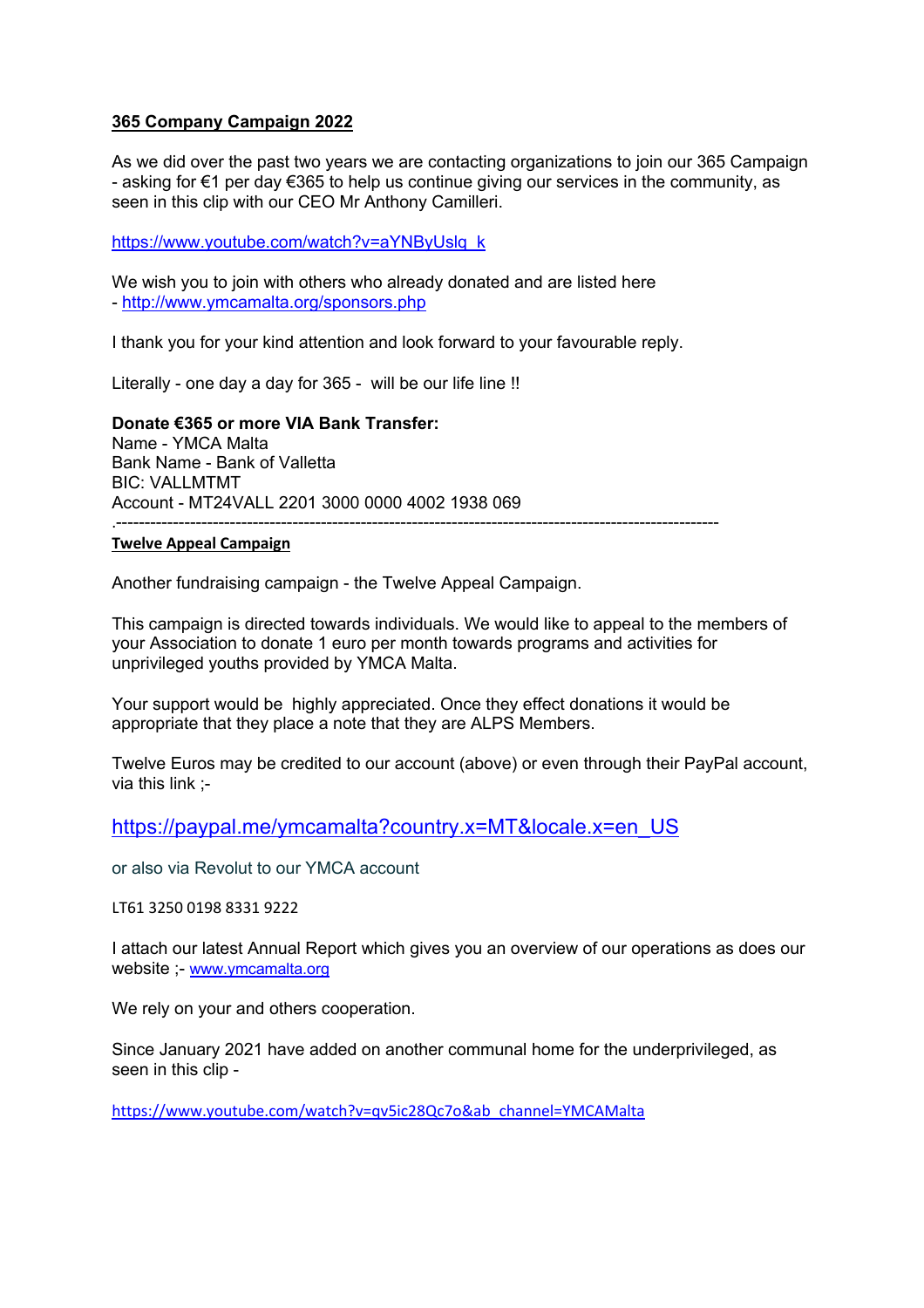**<u>365 Company Campaign 2022</u>**

As we did over the past two years we are contacting organizations to join our 365 Campaign - asking for €1 per day €365 to help us continue giving our services in the community, as seen in this clip with our CEO Mr Anthony Camilleri.

https://www.youtube.com/watch?v=aYNByUslq_k

We wish you to join with others who already donated and are listed here - http://www.ymcamalta.org/sponsors.php

I thank you for your kind attention and look forward to your favourable reply.

Literally - one day a day for 365 - will be our life line !!

**Donate €365 or more VIA Bank Transfer:**
Name - YMCA Malta
Bank Name - Bank of Valletta
BIC: VALLMTMT
Account - MT24VALL 2201 3000 0000 4002 1938 069

.------------------------------------------------------------------------------------------------------

**<u>Twelve Appeal Campaign</u>**

Another fundraising campaign - the Twelve Appeal Campaign.

This campaign is directed towards individuals. We would like to appeal to the members of your Association to donate 1 euro per month towards programs and activities for unprivileged youths provided by YMCA Malta.

Your support would be highly appreciated. Once they effect donations it would be appropriate that they place a note that they are ALPS Members.

Twelve Euros may be credited to our account (above) or even through their PayPal account, via this link ;-

https://paypal.me/ymcamalta?country.x=MT&locale.x=en_US

or also via Revolut to our YMCA account

LT61 3250 0198 8331 9222

I attach our latest Annual Report which gives you an overview of our operations as does our website ;- www.ymcamalta.org

We rely on your and others cooperation.

Since January 2021 have added on another communal home for the underprivileged, as seen in this clip -

https://www.youtube.com/watch?v=qv5ic28Qc7o&ab_channel=YMCAMalta